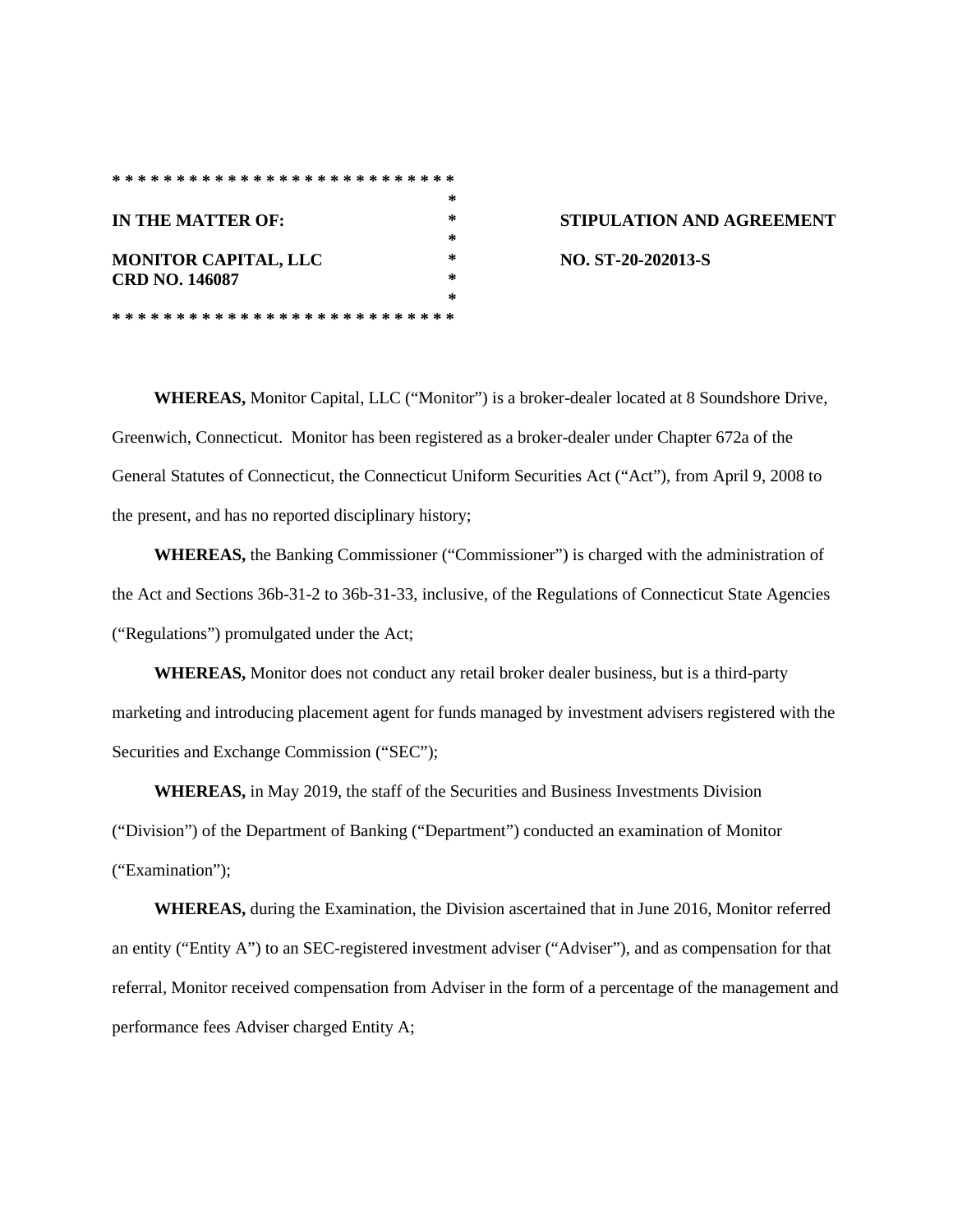**IN THE MATTER OF:**

**MONITOR CAPITAL, LLC**
**CRD NO. 146087**

**STIPULATION AND AGREEMENT**

**NO. ST-20-202013-S**

**WHEREAS,** Monitor Capital, LLC ("Monitor") is a broker-dealer located at 8 Soundshore Drive, Greenwich, Connecticut. Monitor has been registered as a broker-dealer under Chapter 672a of the General Statutes of Connecticut, the Connecticut Uniform Securities Act ("Act"), from April 9, 2008 to the present, and has no reported disciplinary history;

**WHEREAS,** the Banking Commissioner ("Commissioner") is charged with the administration of the Act and Sections 36b-31-2 to 36b-31-33, inclusive, of the Regulations of Connecticut State Agencies ("Regulations") promulgated under the Act;

**WHEREAS,** Monitor does not conduct any retail broker dealer business, but is a third-party marketing and introducing placement agent for funds managed by investment advisers registered with the Securities and Exchange Commission ("SEC");

**WHEREAS,** in May 2019, the staff of the Securities and Business Investments Division ("Division") of the Department of Banking ("Department") conducted an examination of Monitor ("Examination");

**WHEREAS,** during the Examination, the Division ascertained that in June 2016, Monitor referred an entity ("Entity A") to an SEC-registered investment adviser ("Adviser"), and as compensation for that referral, Monitor received compensation from Adviser in the form of a percentage of the management and performance fees Adviser charged Entity A;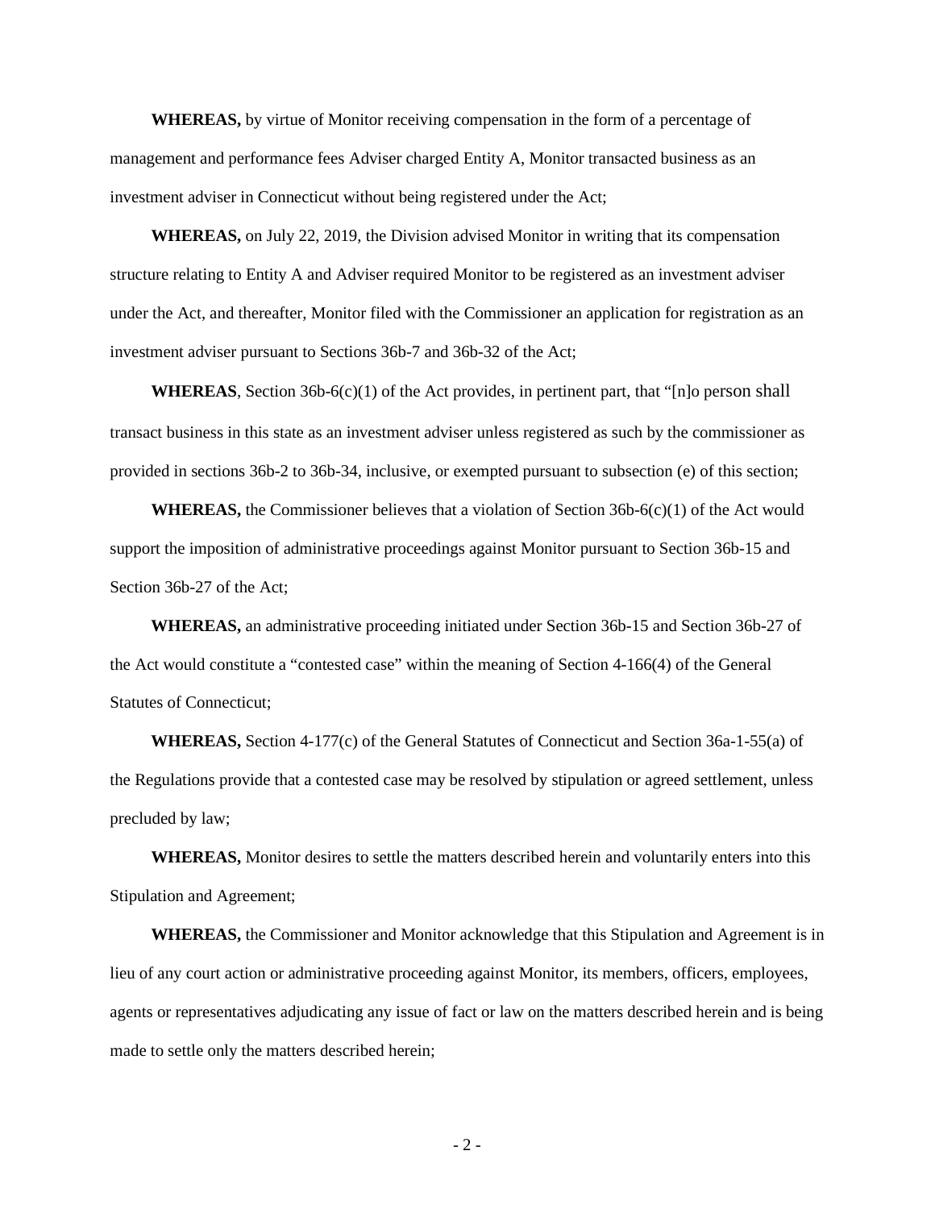**WHEREAS,** by virtue of Monitor receiving compensation in the form of a percentage of management and performance fees Adviser charged Entity A, Monitor transacted business as an investment adviser in Connecticut without being registered under the Act;

**WHEREAS,** on July 22, 2019, the Division advised Monitor in writing that its compensation structure relating to Entity A and Adviser required Monitor to be registered as an investment adviser under the Act, and thereafter, Monitor filed with the Commissioner an application for registration as an investment adviser pursuant to Sections 36b-7 and 36b-32 of the Act;

**WHEREAS**, Section 36b-6(c)(1) of the Act provides, in pertinent part, that "[n]o person shall transact business in this state as an investment adviser unless registered as such by the commissioner as provided in sections 36b-2 to 36b-34, inclusive, or exempted pursuant to subsection (e) of this section;

**WHEREAS,** the Commissioner believes that a violation of Section 36b-6(c)(1) of the Act would support the imposition of administrative proceedings against Monitor pursuant to Section 36b-15 and Section 36b-27 of the Act;

**WHEREAS,** an administrative proceeding initiated under Section 36b-15 and Section 36b-27 of the Act would constitute a "contested case" within the meaning of Section 4-166(4) of the General Statutes of Connecticut;

**WHEREAS,** Section 4-177(c) of the General Statutes of Connecticut and Section 36a-1-55(a) of the Regulations provide that a contested case may be resolved by stipulation or agreed settlement, unless precluded by law;

**WHEREAS,** Monitor desires to settle the matters described herein and voluntarily enters into this Stipulation and Agreement;

**WHEREAS,** the Commissioner and Monitor acknowledge that this Stipulation and Agreement is in lieu of any court action or administrative proceeding against Monitor, its members, officers, employees, agents or representatives adjudicating any issue of fact or law on the matters described herein and is being made to settle only the matters described herein;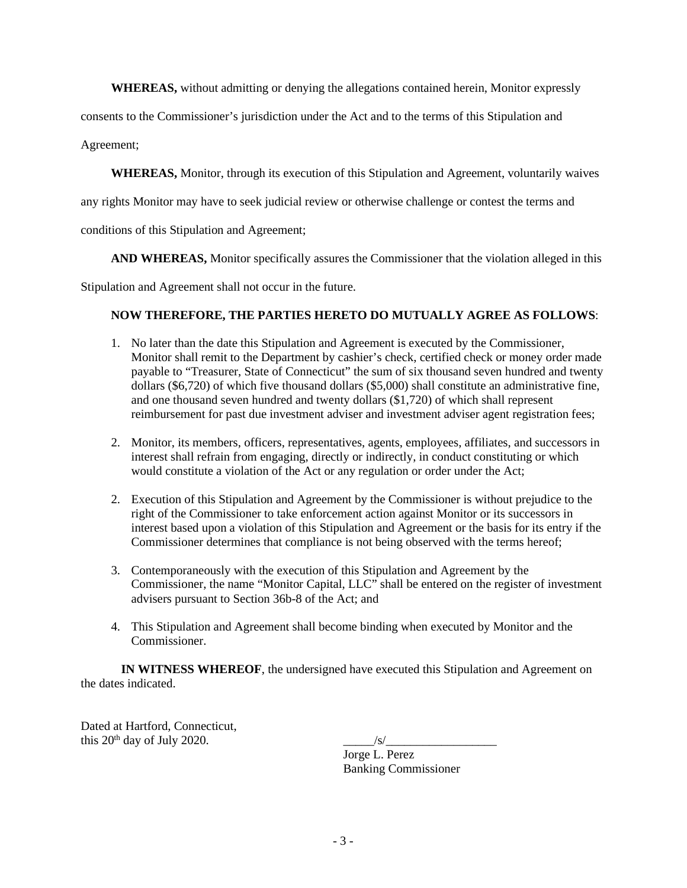**WHEREAS,** without admitting or denying the allegations contained herein, Monitor expressly consents to the Commissioner's jurisdiction under the Act and to the terms of this Stipulation and Agreement;

**WHEREAS,** Monitor, through its execution of this Stipulation and Agreement, voluntarily waives any rights Monitor may have to seek judicial review or otherwise challenge or contest the terms and conditions of this Stipulation and Agreement;

**AND WHEREAS,** Monitor specifically assures the Commissioner that the violation alleged in this Stipulation and Agreement shall not occur in the future.

**NOW THEREFORE, THE PARTIES HERETO DO MUTUALLY AGREE AS FOLLOWS**:

1. No later than the date this Stipulation and Agreement is executed by the Commissioner, Monitor shall remit to the Department by cashier's check, certified check or money order made payable to "Treasurer, State of Connecticut" the sum of six thousand seven hundred and twenty dollars ($6,720) of which five thousand dollars ($5,000) shall constitute an administrative fine, and one thousand seven hundred and twenty dollars ($1,720) of which shall represent reimbursement for past due investment adviser and investment adviser agent registration fees;

2. Monitor, its members, officers, representatives, agents, employees, affiliates, and successors in interest shall refrain from engaging, directly or indirectly, in conduct constituting or which would constitute a violation of the Act or any regulation or order under the Act;

2. Execution of this Stipulation and Agreement by the Commissioner is without prejudice to the right of the Commissioner to take enforcement action against Monitor or its successors in interest based upon a violation of this Stipulation and Agreement or the basis for its entry if the Commissioner determines that compliance is not being observed with the terms hereof;

3. Contemporaneously with the execution of this Stipulation and Agreement by the Commissioner, the name "Monitor Capital, LLC" shall be entered on the register of investment advisers pursuant to Section 36b-8 of the Act; and

4. This Stipulation and Agreement shall become binding when executed by Monitor and the Commissioner.

**IN WITNESS WHEREOF**, the undersigned have executed this Stipulation and Agreement on the dates indicated.

Dated at Hartford, Connecticut,
this 20th day of July 2020.

_____/s/__________________
Jorge L. Perez
Banking Commissioner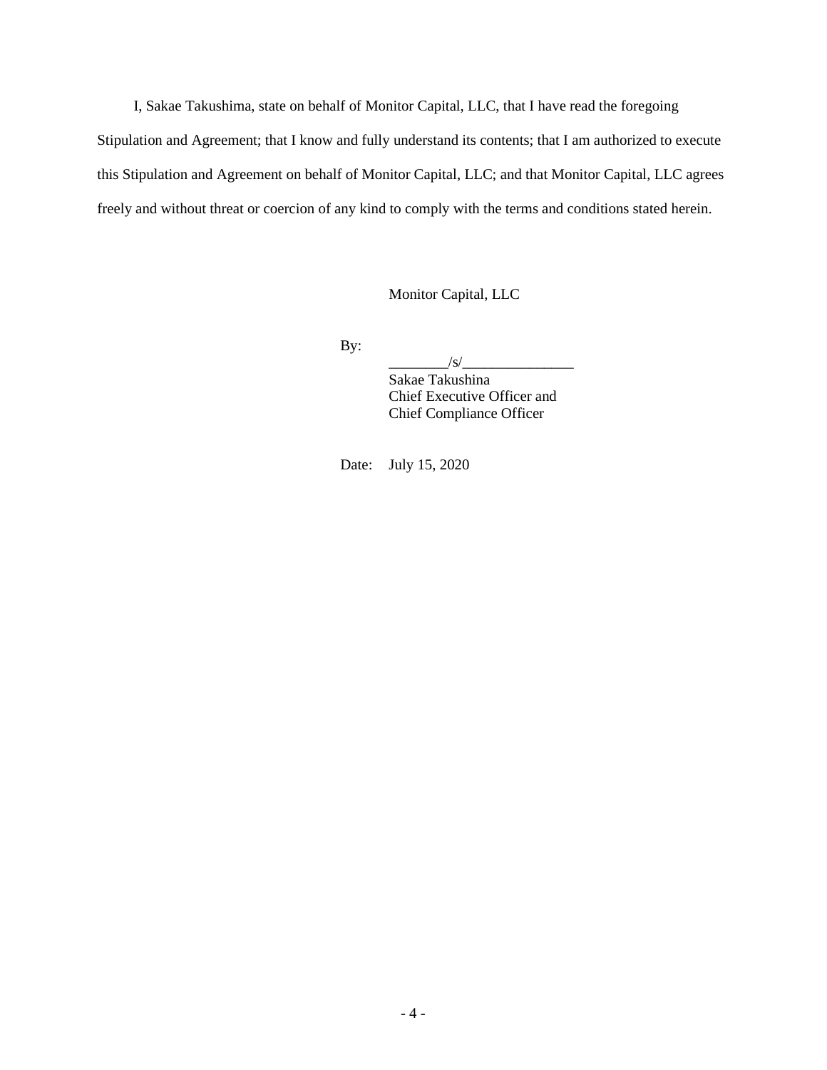I, Sakae Takushima, state on behalf of Monitor Capital, LLC, that I have read the foregoing Stipulation and Agreement; that I know and fully understand its contents; that I am authorized to execute this Stipulation and Agreement on behalf of Monitor Capital, LLC; and that Monitor Capital, LLC agrees freely and without threat or coercion of any kind to comply with the terms and conditions stated herein.

Monitor Capital, LLC

By:

________/s/_______________
Sakae Takushina
Chief Executive Officer and
Chief Compliance Officer

Date: July 15, 2020